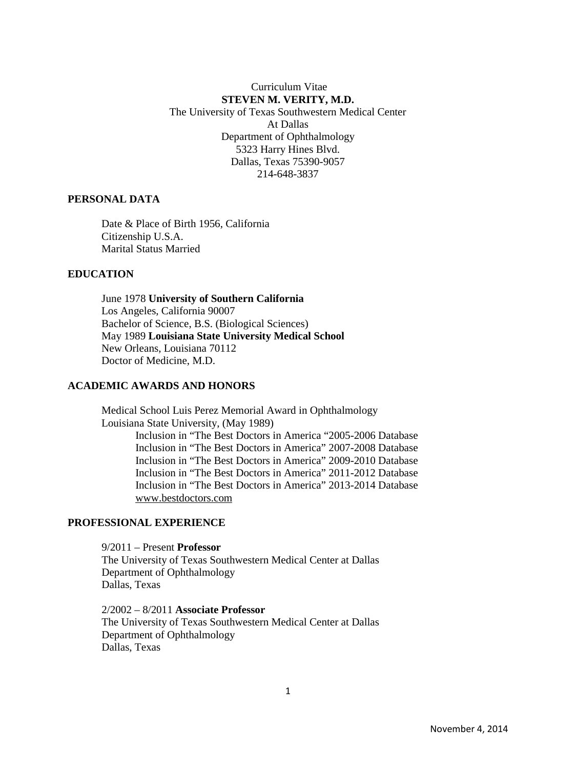Curriculum Vitae

**STEVEN M. VERITY, M.D.**

The University of Texas Southwestern Medical Center
At Dallas
Department of Ophthalmology
5323 Harry Hines Blvd.
Dallas, Texas 75390-9057
214-648-3837

## PERSONAL DATA

Date & Place of Birth 1956, California
Citizenship U.S.A.
Marital Status Married

## EDUCATION

June 1978 **University of Southern California**
Los Angeles, California 90007
Bachelor of Science, B.S. (Biological Sciences)
May 1989 **Louisiana State University Medical School**
New Orleans, Louisiana 70112
Doctor of Medicine, M.D.

## ACADEMIC AWARDS AND HONORS

Medical School Luis Perez Memorial Award in Ophthalmology
Louisiana State University, (May 1989)

Inclusion in "The Best Doctors in America "2005-2006 Database
Inclusion in "The Best Doctors in America" 2007-2008 Database
Inclusion in "The Best Doctors in America" 2009-2010 Database
Inclusion in "The Best Doctors in America" 2011-2012 Database
Inclusion in "The Best Doctors in America" 2013-2014 Database
www.bestdoctors.com

## PROFESSIONAL EXPERIENCE

9/2011 – Present **Professor**
The University of Texas Southwestern Medical Center at Dallas
Department of Ophthalmology
Dallas, Texas

2/2002 – 8/2011 **Associate Professor**
The University of Texas Southwestern Medical Center at Dallas
Department of Ophthalmology
Dallas, Texas

November 4, 2014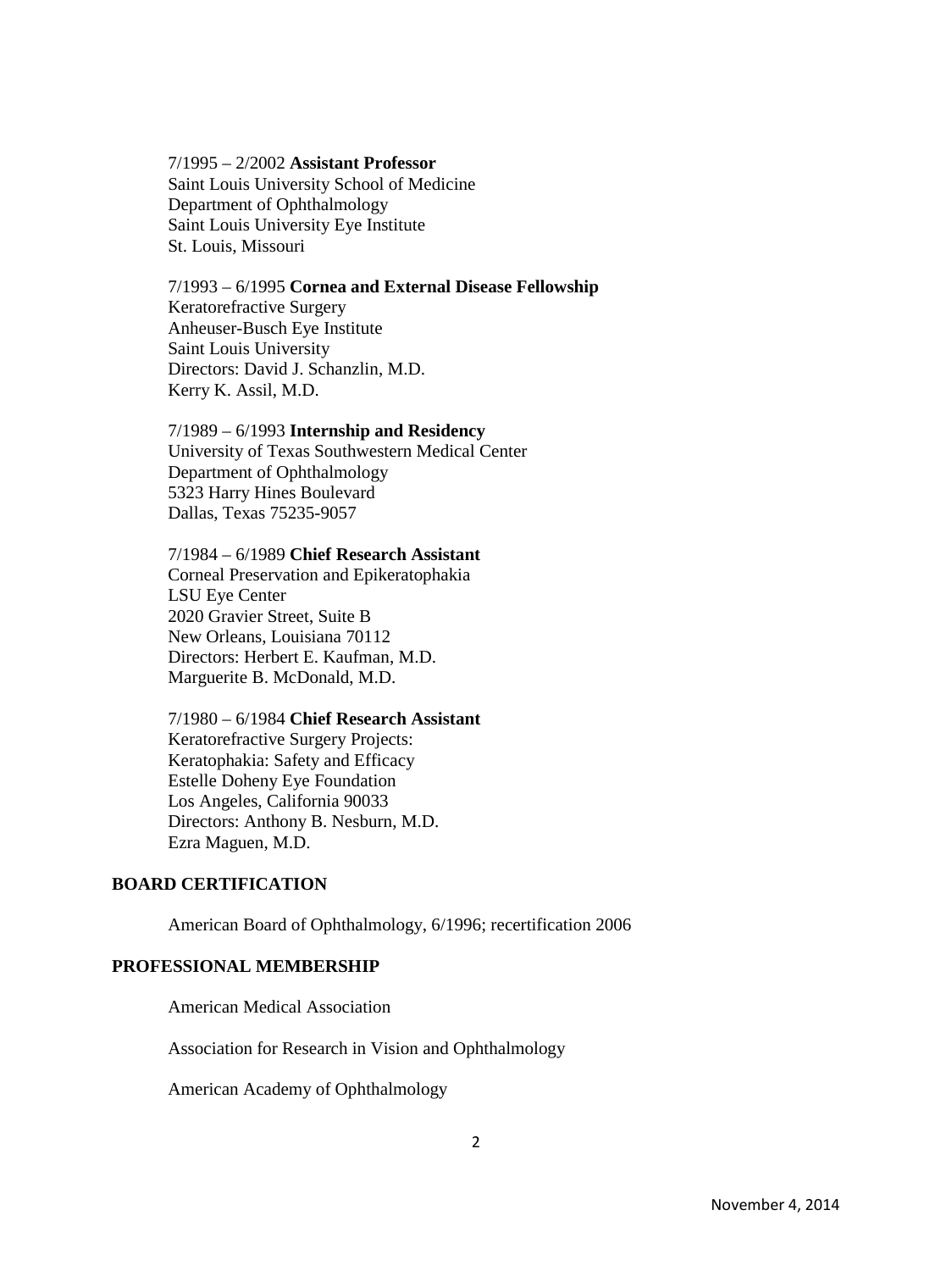7/1995 – 2/2002 **Assistant Professor**
Saint Louis University School of Medicine
Department of Ophthalmology
Saint Louis University Eye Institute
St. Louis, Missouri

7/1993 – 6/1995 **Cornea and External Disease Fellowship**
Keratorefractive Surgery
Anheuser-Busch Eye Institute
Saint Louis University
Directors: David J. Schanzlin, M.D.
Kerry K. Assil, M.D.

7/1989 – 6/1993 **Internship and Residency**
University of Texas Southwestern Medical Center
Department of Ophthalmology
5323 Harry Hines Boulevard
Dallas, Texas 75235-9057

7/1984 – 6/1989 **Chief Research Assistant**
Corneal Preservation and Epikeratophakia
LSU Eye Center
2020 Gravier Street, Suite B
New Orleans, Louisiana 70112
Directors: Herbert E. Kaufman, M.D.
Marguerite B. McDonald, M.D.

7/1980 – 6/1984 **Chief Research Assistant**
Keratorefractive Surgery Projects:
Keratophakia: Safety and Efficacy
Estelle Doheny Eye Foundation
Los Angeles, California 90033
Directors: Anthony B. Nesburn, M.D.
Ezra Maguen, M.D.

## BOARD CERTIFICATION

American Board of Ophthalmology, 6/1996; recertification 2006

## PROFESSIONAL MEMBERSHIP

American Medical Association

Association for Research in Vision and Ophthalmology

American Academy of Ophthalmology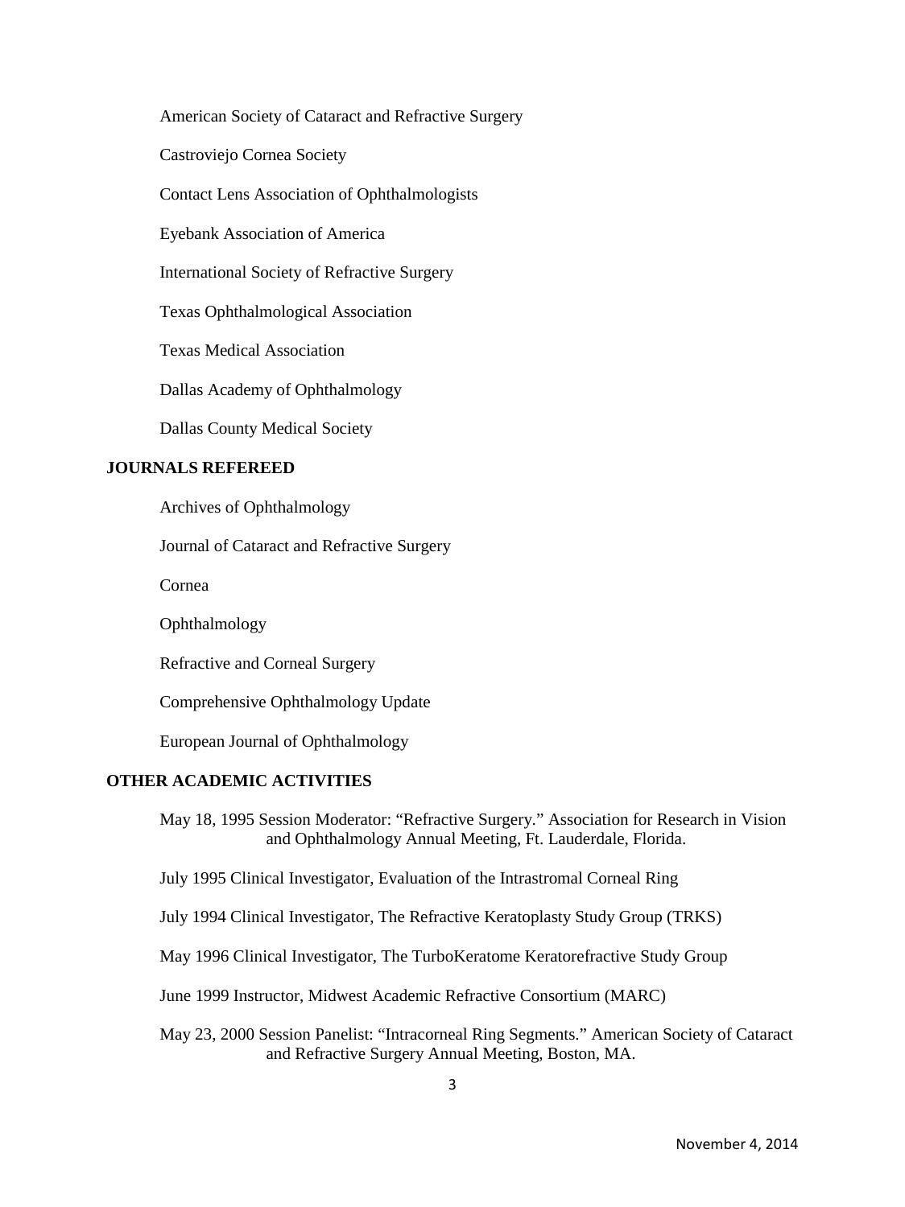American Society of Cataract and Refractive Surgery

Castroviejo Cornea Society

Contact Lens Association of Ophthalmologists

Eyebank Association of America

International Society of Refractive Surgery

Texas Ophthalmological Association

Texas Medical Association

Dallas Academy of Ophthalmology

Dallas County Medical Society

**JOURNALS REFEREED**

Archives of Ophthalmology

Journal of Cataract and Refractive Surgery

Cornea

Ophthalmology

Refractive and Corneal Surgery

Comprehensive Ophthalmology Update

European Journal of Ophthalmology

**OTHER ACADEMIC ACTIVITIES**

May 18, 1995 Session Moderator: "Refractive Surgery." Association for Research in Vision and Ophthalmology Annual Meeting, Ft. Lauderdale, Florida.

July 1995 Clinical Investigator, Evaluation of the Intrastromal Corneal Ring

July 1994 Clinical Investigator, The Refractive Keratoplasty Study Group (TRKS)

May 1996 Clinical Investigator, The TurboKeratome Keratorefractive Study Group

June 1999 Instructor, Midwest Academic Refractive Consortium (MARC)

May 23, 2000 Session Panelist: "Intracorneal Ring Segments." American Society of Cataract and Refractive Surgery Annual Meeting, Boston, MA.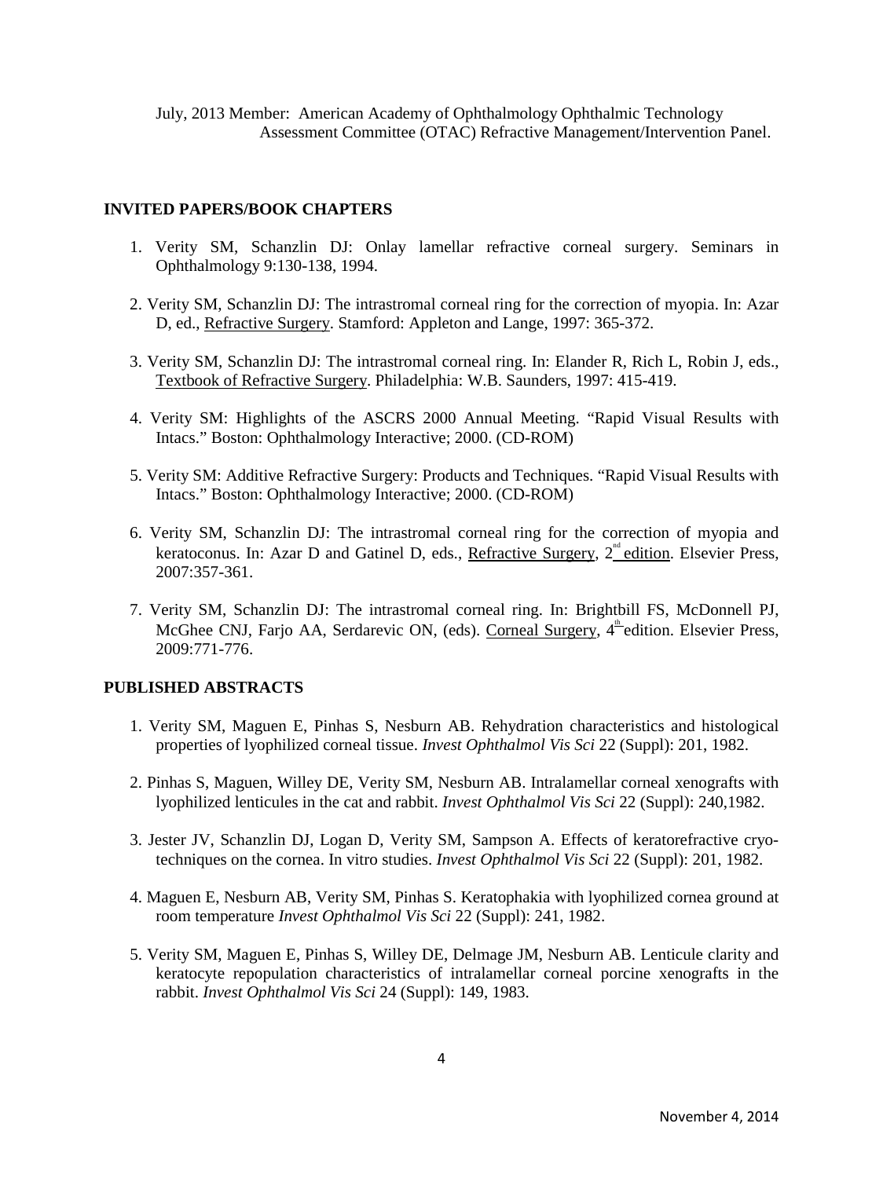July, 2013 Member: American Academy of Ophthalmology Ophthalmic Technology Assessment Committee (OTAC) Refractive Management/Intervention Panel.

## INVITED PAPERS/BOOK CHAPTERS

1. Verity SM, Schanzlin DJ: Onlay lamellar refractive corneal surgery. Seminars in Ophthalmology 9:130-138, 1994.

2. Verity SM, Schanzlin DJ: The intrastromal corneal ring for the correction of myopia. In: Azar D, ed., Refractive Surgery. Stamford: Appleton and Lange, 1997: 365-372.

3. Verity SM, Schanzlin DJ: The intrastromal corneal ring. In: Elander R, Rich L, Robin J, eds., Textbook of Refractive Surgery. Philadelphia: W.B. Saunders, 1997: 415-419.

4. Verity SM: Highlights of the ASCRS 2000 Annual Meeting. "Rapid Visual Results with Intacs." Boston: Ophthalmology Interactive; 2000. (CD-ROM)

5. Verity SM: Additive Refractive Surgery: Products and Techniques. "Rapid Visual Results with Intacs." Boston: Ophthalmology Interactive; 2000. (CD-ROM)

6. Verity SM, Schanzlin DJ: The intrastromal corneal ring for the correction of myopia and keratoconus. In: Azar D and Gatinel D, eds., Refractive Surgery, 2nd edition. Elsevier Press, 2007:357-361.

7. Verity SM, Schanzlin DJ: The intrastromal corneal ring. In: Brightbill FS, McDonnell PJ, McGhee CNJ, Farjo AA, Serdarevic ON, (eds). Corneal Surgery, 4th edition. Elsevier Press, 2009:771-776.

## PUBLISHED ABSTRACTS

1. Verity SM, Maguen E, Pinhas S, Nesburn AB. Rehydration characteristics and histological properties of lyophilized corneal tissue. *Invest Ophthalmol Vis Sci* 22 (Suppl): 201, 1982.

2. Pinhas S, Maguen, Willey DE, Verity SM, Nesburn AB. Intralamellar corneal xenografts with lyophilized lenticules in the cat and rabbit. *Invest Ophthalmol Vis Sci* 22 (Suppl): 240,1982.

3. Jester JV, Schanzlin DJ, Logan D, Verity SM, Sampson A. Effects of keratorefractive cryo-techniques on the cornea. In vitro studies. *Invest Ophthalmol Vis Sci* 22 (Suppl): 201, 1982.

4. Maguen E, Nesburn AB, Verity SM, Pinhas S. Keratophakia with lyophilized cornea ground at room temperature *Invest Ophthalmol Vis Sci* 22 (Suppl): 241, 1982.

5. Verity SM, Maguen E, Pinhas S, Willey DE, Delmage JM, Nesburn AB. Lenticule clarity and keratocyte repopulation characteristics of intralamellar corneal porcine xenografts in the rabbit. *Invest Ophthalmol Vis Sci* 24 (Suppl): 149, 1983.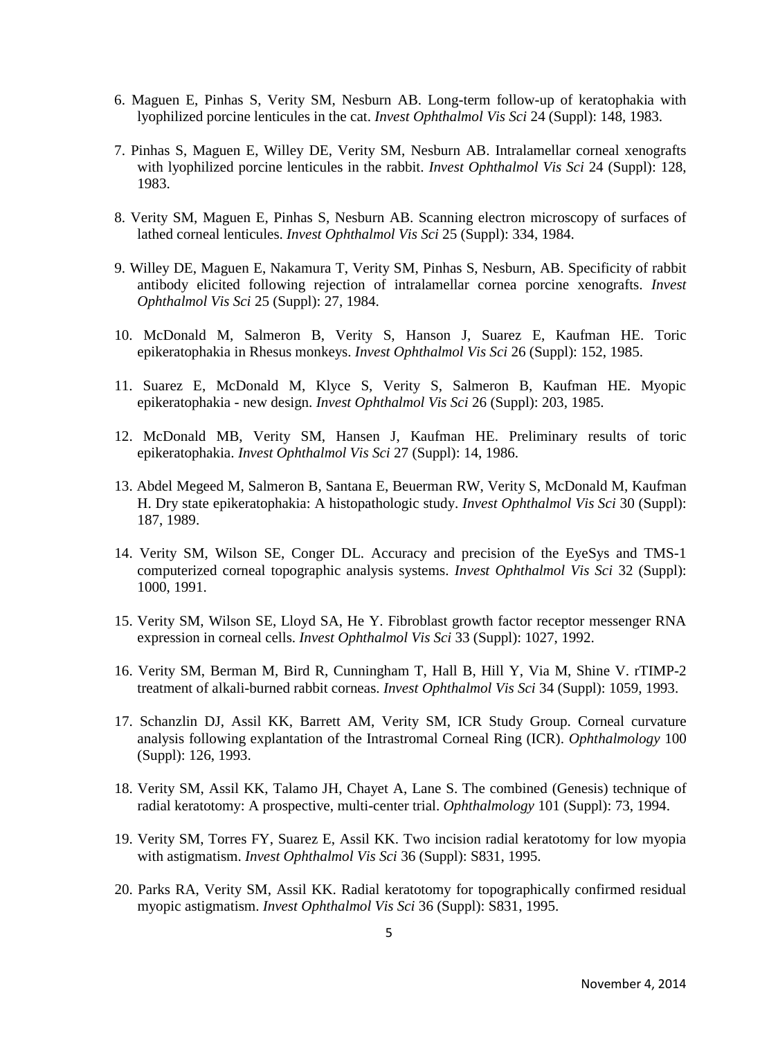6. Maguen E, Pinhas S, Verity SM, Nesburn AB. Long-term follow-up of keratophakia with lyophilized porcine lenticules in the cat. *Invest Ophthalmol Vis Sci* 24 (Suppl): 148, 1983.

7. Pinhas S, Maguen E, Willey DE, Verity SM, Nesburn AB. Intralamellar corneal xenografts with lyophilized porcine lenticules in the rabbit. *Invest Ophthalmol Vis Sci* 24 (Suppl): 128, 1983.

8. Verity SM, Maguen E, Pinhas S, Nesburn AB. Scanning electron microscopy of surfaces of lathed corneal lenticules. *Invest Ophthalmol Vis Sci* 25 (Suppl): 334, 1984.

9. Willey DE, Maguen E, Nakamura T, Verity SM, Pinhas S, Nesburn, AB. Specificity of rabbit antibody elicited following rejection of intralamellar cornea porcine xenografts. *Invest Ophthalmol Vis Sci* 25 (Suppl): 27, 1984.

10. McDonald M, Salmeron B, Verity S, Hanson J, Suarez E, Kaufman HE. Toric epikeratophakia in Rhesus monkeys. *Invest Ophthalmol Vis Sci* 26 (Suppl): 152, 1985.

11. Suarez E, McDonald M, Klyce S, Verity S, Salmeron B, Kaufman HE. Myopic epikeratophakia - new design. *Invest Ophthalmol Vis Sci* 26 (Suppl): 203, 1985.

12. McDonald MB, Verity SM, Hansen J, Kaufman HE. Preliminary results of toric epikeratophakia. *Invest Ophthalmol Vis Sci* 27 (Suppl): 14, 1986.

13. Abdel Megeed M, Salmeron B, Santana E, Beuerman RW, Verity S, McDonald M, Kaufman H. Dry state epikeratophakia: A histopathologic study. *Invest Ophthalmol Vis Sci* 30 (Suppl): 187, 1989.

14. Verity SM, Wilson SE, Conger DL. Accuracy and precision of the EyeSys and TMS-1 computerized corneal topographic analysis systems. *Invest Ophthalmol Vis Sci* 32 (Suppl): 1000, 1991.

15. Verity SM, Wilson SE, Lloyd SA, He Y. Fibroblast growth factor receptor messenger RNA expression in corneal cells. *Invest Ophthalmol Vis Sci* 33 (Suppl): 1027, 1992.

16. Verity SM, Berman M, Bird R, Cunningham T, Hall B, Hill Y, Via M, Shine V. rTIMP-2 treatment of alkali-burned rabbit corneas. *Invest Ophthalmol Vis Sci* 34 (Suppl): 1059, 1993.

17. Schanzlin DJ, Assil KK, Barrett AM, Verity SM, ICR Study Group. Corneal curvature analysis following explantation of the Intrastromal Corneal Ring (ICR). *Ophthalmology* 100 (Suppl): 126, 1993.

18. Verity SM, Assil KK, Talamo JH, Chayet A, Lane S. The combined (Genesis) technique of radial keratotomy: A prospective, multi-center trial. *Ophthalmology* 101 (Suppl): 73, 1994.

19. Verity SM, Torres FY, Suarez E, Assil KK. Two incision radial keratotomy for low myopia with astigmatism. *Invest Ophthalmol Vis Sci* 36 (Suppl): S831, 1995.

20. Parks RA, Verity SM, Assil KK. Radial keratotomy for topographically confirmed residual myopic astigmatism. *Invest Ophthalmol Vis Sci* 36 (Suppl): S831, 1995.

November 4, 2014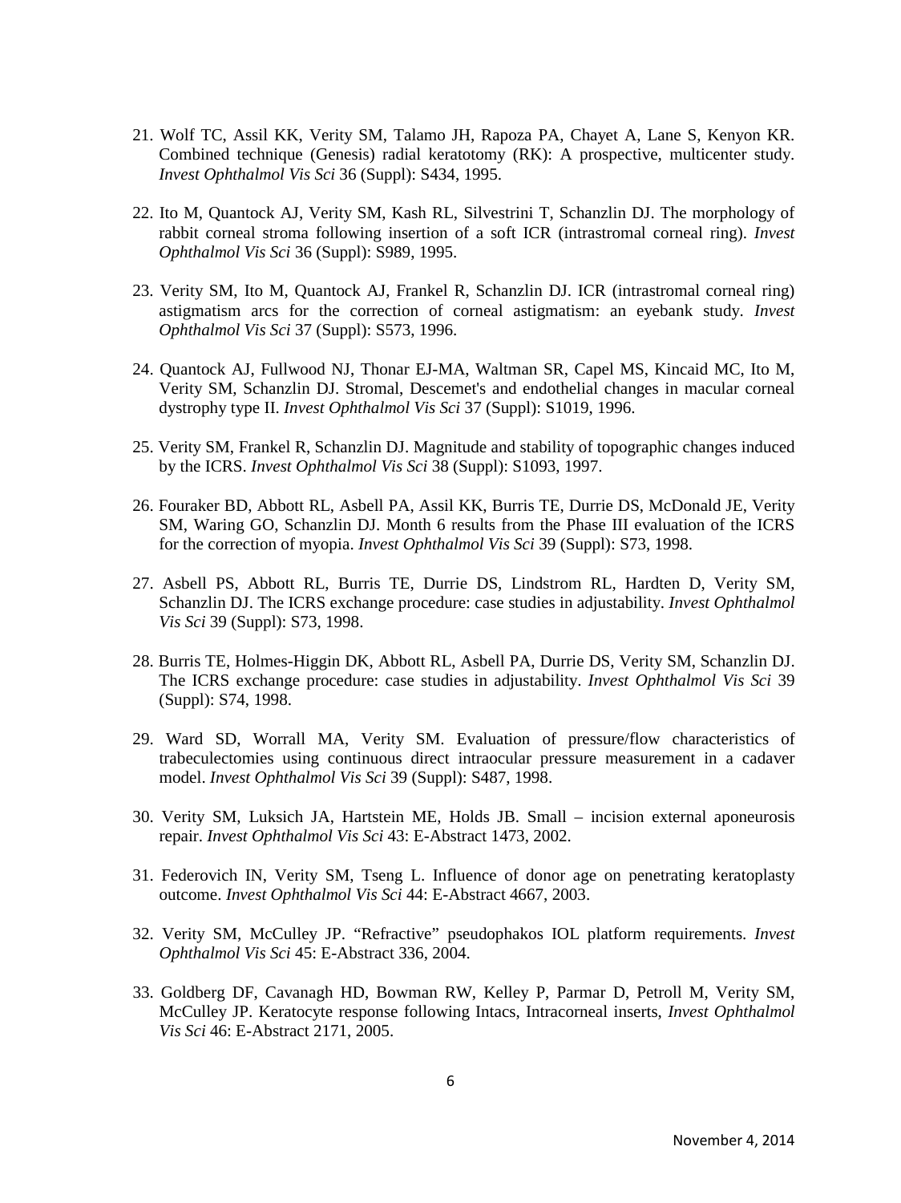21. Wolf TC, Assil KK, Verity SM, Talamo JH, Rapoza PA, Chayet A, Lane S, Kenyon KR. Combined technique (Genesis) radial keratotomy (RK): A prospective, multicenter study. *Invest Ophthalmol Vis Sci* 36 (Suppl): S434, 1995.

22. Ito M, Quantock AJ, Verity SM, Kash RL, Silvestrini T, Schanzlin DJ. The morphology of rabbit corneal stroma following insertion of a soft ICR (intrastromal corneal ring). *Invest Ophthalmol Vis Sci* 36 (Suppl): S989, 1995.

23. Verity SM, Ito M, Quantock AJ, Frankel R, Schanzlin DJ. ICR (intrastromal corneal ring) astigmatism arcs for the correction of corneal astigmatism: an eyebank study. *Invest Ophthalmol Vis Sci* 37 (Suppl): S573, 1996.

24. Quantock AJ, Fullwood NJ, Thonar EJ-MA, Waltman SR, Capel MS, Kincaid MC, Ito M, Verity SM, Schanzlin DJ. Stromal, Descemet's and endothelial changes in macular corneal dystrophy type II. *Invest Ophthalmol Vis Sci* 37 (Suppl): S1019, 1996.

25. Verity SM, Frankel R, Schanzlin DJ. Magnitude and stability of topographic changes induced by the ICRS. *Invest Ophthalmol Vis Sci* 38 (Suppl): S1093, 1997.

26. Fouraker BD, Abbott RL, Asbell PA, Assil KK, Burris TE, Durrie DS, McDonald JE, Verity SM, Waring GO, Schanzlin DJ. Month 6 results from the Phase III evaluation of the ICRS for the correction of myopia. *Invest Ophthalmol Vis Sci* 39 (Suppl): S73, 1998.

27. Asbell PS, Abbott RL, Burris TE, Durrie DS, Lindstrom RL, Hardten D, Verity SM, Schanzlin DJ. The ICRS exchange procedure: case studies in adjustability. *Invest Ophthalmol Vis Sci* 39 (Suppl): S73, 1998.

28. Burris TE, Holmes-Higgin DK, Abbott RL, Asbell PA, Durrie DS, Verity SM, Schanzlin DJ. The ICRS exchange procedure: case studies in adjustability. *Invest Ophthalmol Vis Sci* 39 (Suppl): S74, 1998.

29. Ward SD, Worrall MA, Verity SM. Evaluation of pressure/flow characteristics of trabeculectomies using continuous direct intraocular pressure measurement in a cadaver model. *Invest Ophthalmol Vis Sci* 39 (Suppl): S487, 1998.

30. Verity SM, Luksich JA, Hartstein ME, Holds JB. Small – incision external aponeurosis repair. *Invest Ophthalmol Vis Sci* 43: E-Abstract 1473, 2002.

31. Federovich IN, Verity SM, Tseng L. Influence of donor age on penetrating keratoplasty outcome. *Invest Ophthalmol Vis Sci* 44: E-Abstract 4667, 2003.

32. Verity SM, McCulley JP. "Refractive" pseudophakos IOL platform requirements. *Invest Ophthalmol Vis Sci* 45: E-Abstract 336, 2004.

33. Goldberg DF, Cavanagh HD, Bowman RW, Kelley P, Parmar D, Petroll M, Verity SM, McCulley JP. Keratocyte response following Intacs, Intracorneal inserts, *Invest Ophthalmol Vis Sci* 46: E-Abstract 2171, 2005.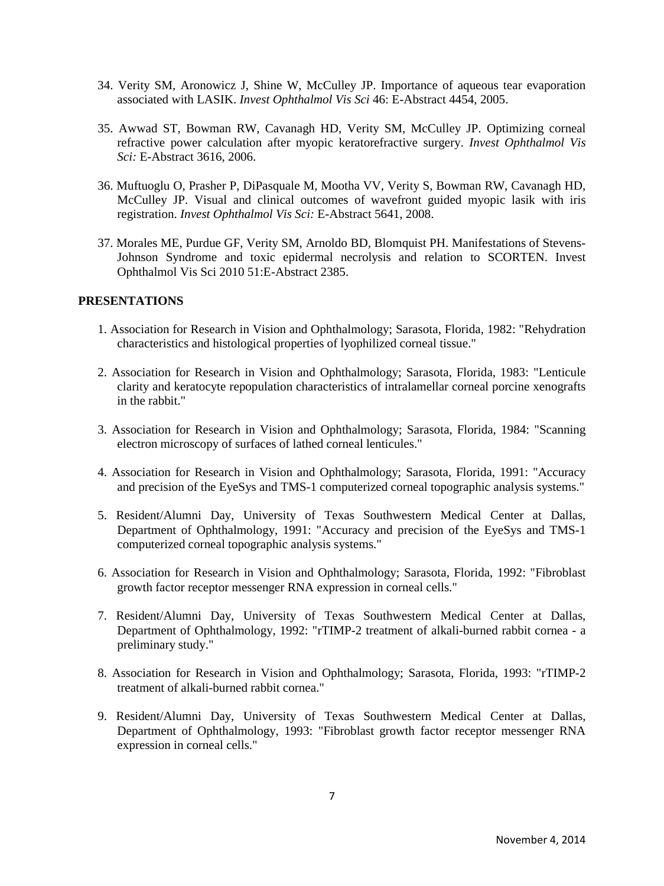34. Verity SM, Aronowicz J, Shine W, McCulley JP. Importance of aqueous tear evaporation associated with LASIK. *Invest Ophthalmol Vis Sci* 46: E-Abstract 4454, 2005.

35. Awwad ST, Bowman RW, Cavanagh HD, Verity SM, McCulley JP. Optimizing corneal refractive power calculation after myopic keratorefractive surgery. *Invest Ophthalmol Vis Sci:* E-Abstract 3616, 2006.

36. Muftuoglu O, Prasher P, DiPasquale M, Mootha VV, Verity S, Bowman RW, Cavanagh HD, McCulley JP. Visual and clinical outcomes of wavefront guided myopic lasik with iris registration. *Invest Ophthalmol Vis Sci:* E-Abstract 5641, 2008.

37. Morales ME, Purdue GF, Verity SM, Arnoldo BD, Blomquist PH. Manifestations of Stevens-Johnson Syndrome and toxic epidermal necrolysis and relation to SCORTEN. Invest Ophthalmol Vis Sci 2010 51:E-Abstract 2385.

**PRESENTATIONS**

1. Association for Research in Vision and Ophthalmology; Sarasota, Florida, 1982: "Rehydration characteristics and histological properties of lyophilized corneal tissue."

2. Association for Research in Vision and Ophthalmology; Sarasota, Florida, 1983: "Lenticule clarity and keratocyte repopulation characteristics of intralamellar corneal porcine xenografts in the rabbit."

3. Association for Research in Vision and Ophthalmology; Sarasota, Florida, 1984: "Scanning electron microscopy of surfaces of lathed corneal lenticules."

4. Association for Research in Vision and Ophthalmology; Sarasota, Florida, 1991: "Accuracy and precision of the EyeSys and TMS-1 computerized corneal topographic analysis systems."

5. Resident/Alumni Day, University of Texas Southwestern Medical Center at Dallas, Department of Ophthalmology, 1991: "Accuracy and precision of the EyeSys and TMS-1 computerized corneal topographic analysis systems."

6. Association for Research in Vision and Ophthalmology; Sarasota, Florida, 1992: "Fibroblast growth factor receptor messenger RNA expression in corneal cells."

7. Resident/Alumni Day, University of Texas Southwestern Medical Center at Dallas, Department of Ophthalmology, 1992: "rTIMP-2 treatment of alkali-burned rabbit cornea - a preliminary study."

8. Association for Research in Vision and Ophthalmology; Sarasota, Florida, 1993: "rTIMP-2 treatment of alkali-burned rabbit cornea."

9. Resident/Alumni Day, University of Texas Southwestern Medical Center at Dallas, Department of Ophthalmology, 1993: "Fibroblast growth factor receptor messenger RNA expression in corneal cells."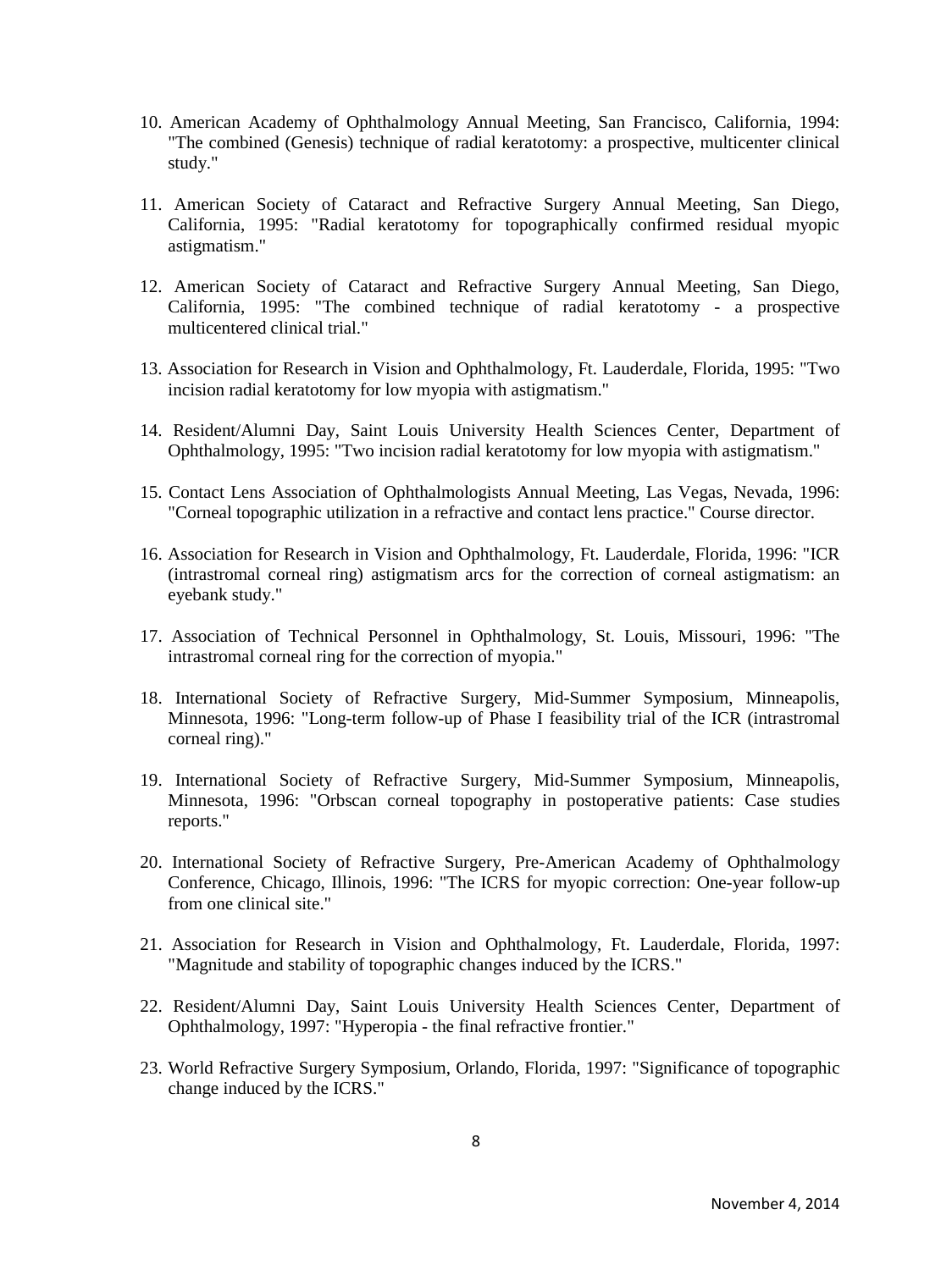10. American Academy of Ophthalmology Annual Meeting, San Francisco, California, 1994: "The combined (Genesis) technique of radial keratotomy: a prospective, multicenter clinical study."

11. American Society of Cataract and Refractive Surgery Annual Meeting, San Diego, California, 1995: "Radial keratotomy for topographically confirmed residual myopic astigmatism."

12. American Society of Cataract and Refractive Surgery Annual Meeting, San Diego, California, 1995: "The combined technique of radial keratotomy - a prospective multicentered clinical trial."

13. Association for Research in Vision and Ophthalmology, Ft. Lauderdale, Florida, 1995: "Two incision radial keratotomy for low myopia with astigmatism."

14. Resident/Alumni Day, Saint Louis University Health Sciences Center, Department of Ophthalmology, 1995: "Two incision radial keratotomy for low myopia with astigmatism."

15. Contact Lens Association of Ophthalmologists Annual Meeting, Las Vegas, Nevada, 1996: "Corneal topographic utilization in a refractive and contact lens practice." Course director.

16. Association for Research in Vision and Ophthalmology, Ft. Lauderdale, Florida, 1996: "ICR (intrastromal corneal ring) astigmatism arcs for the correction of corneal astigmatism: an eyebank study."

17. Association of Technical Personnel in Ophthalmology, St. Louis, Missouri, 1996: "The intrastromal corneal ring for the correction of myopia."

18. International Society of Refractive Surgery, Mid-Summer Symposium, Minneapolis, Minnesota, 1996: "Long-term follow-up of Phase I feasibility trial of the ICR (intrastromal corneal ring)."

19. International Society of Refractive Surgery, Mid-Summer Symposium, Minneapolis, Minnesota, 1996: "Orbscan corneal topography in postoperative patients: Case studies reports."

20. International Society of Refractive Surgery, Pre-American Academy of Ophthalmology Conference, Chicago, Illinois, 1996: "The ICRS for myopic correction: One-year follow-up from one clinical site."

21. Association for Research in Vision and Ophthalmology, Ft. Lauderdale, Florida, 1997: "Magnitude and stability of topographic changes induced by the ICRS."

22. Resident/Alumni Day, Saint Louis University Health Sciences Center, Department of Ophthalmology, 1997: "Hyperopia - the final refractive frontier."

23. World Refractive Surgery Symposium, Orlando, Florida, 1997: "Significance of topographic change induced by the ICRS."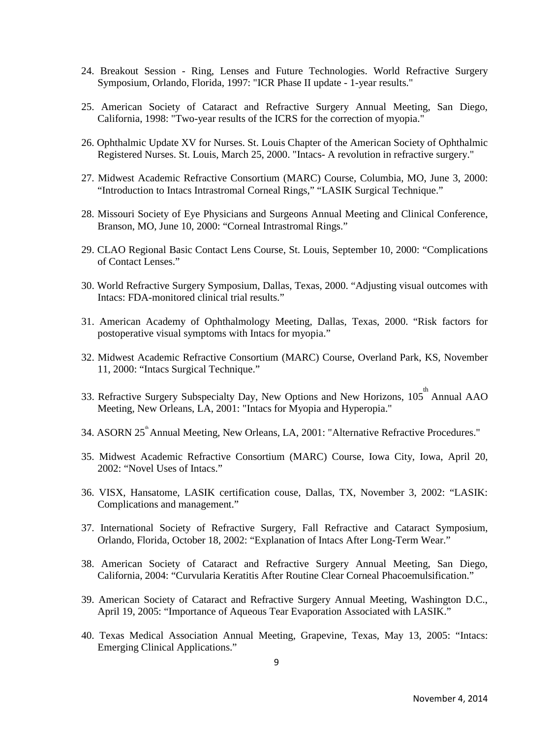24. Breakout Session - Ring, Lenses and Future Technologies. World Refractive Surgery Symposium, Orlando, Florida, 1997: "ICR Phase II update - 1-year results."

25. American Society of Cataract and Refractive Surgery Annual Meeting, San Diego, California, 1998: "Two-year results of the ICRS for the correction of myopia."

26. Ophthalmic Update XV for Nurses. St. Louis Chapter of the American Society of Ophthalmic Registered Nurses. St. Louis, March 25, 2000. "Intacs- A revolution in refractive surgery."

27. Midwest Academic Refractive Consortium (MARC) Course, Columbia, MO, June 3, 2000: "Introduction to Intacs Intrastromal Corneal Rings," "LASIK Surgical Technique."

28. Missouri Society of Eye Physicians and Surgeons Annual Meeting and Clinical Conference, Branson, MO, June 10, 2000: "Corneal Intrastromal Rings."

29. CLAO Regional Basic Contact Lens Course, St. Louis, September 10, 2000: "Complications of Contact Lenses."

30. World Refractive Surgery Symposium, Dallas, Texas, 2000. "Adjusting visual outcomes with Intacs: FDA-monitored clinical trial results."

31. American Academy of Ophthalmology Meeting, Dallas, Texas, 2000. "Risk factors for postoperative visual symptoms with Intacs for myopia."

32. Midwest Academic Refractive Consortium (MARC) Course, Overland Park, KS, November 11, 2000: "Intacs Surgical Technique."

33. Refractive Surgery Subspecialty Day, New Options and New Horizons, 105th Annual AAO Meeting, New Orleans, LA, 2001: "Intacs for Myopia and Hyperopia."

34. ASORN 25th Annual Meeting, New Orleans, LA, 2001: "Alternative Refractive Procedures."

35. Midwest Academic Refractive Consortium (MARC) Course, Iowa City, Iowa, April 20, 2002: "Novel Uses of Intacs."

36. VISX, Hansatome, LASIK certification couse, Dallas, TX, November 3, 2002: "LASIK: Complications and management."

37. International Society of Refractive Surgery, Fall Refractive and Cataract Symposium, Orlando, Florida, October 18, 2002: "Explanation of Intacs After Long-Term Wear."

38. American Society of Cataract and Refractive Surgery Annual Meeting, San Diego, California, 2004: "Curvularia Keratitis After Routine Clear Corneal Phacoemulsification."

39. American Society of Cataract and Refractive Surgery Annual Meeting, Washington D.C., April 19, 2005: "Importance of Aqueous Tear Evaporation Associated with LASIK."

40. Texas Medical Association Annual Meeting, Grapevine, Texas, May 13, 2005: "Intacs: Emerging Clinical Applications."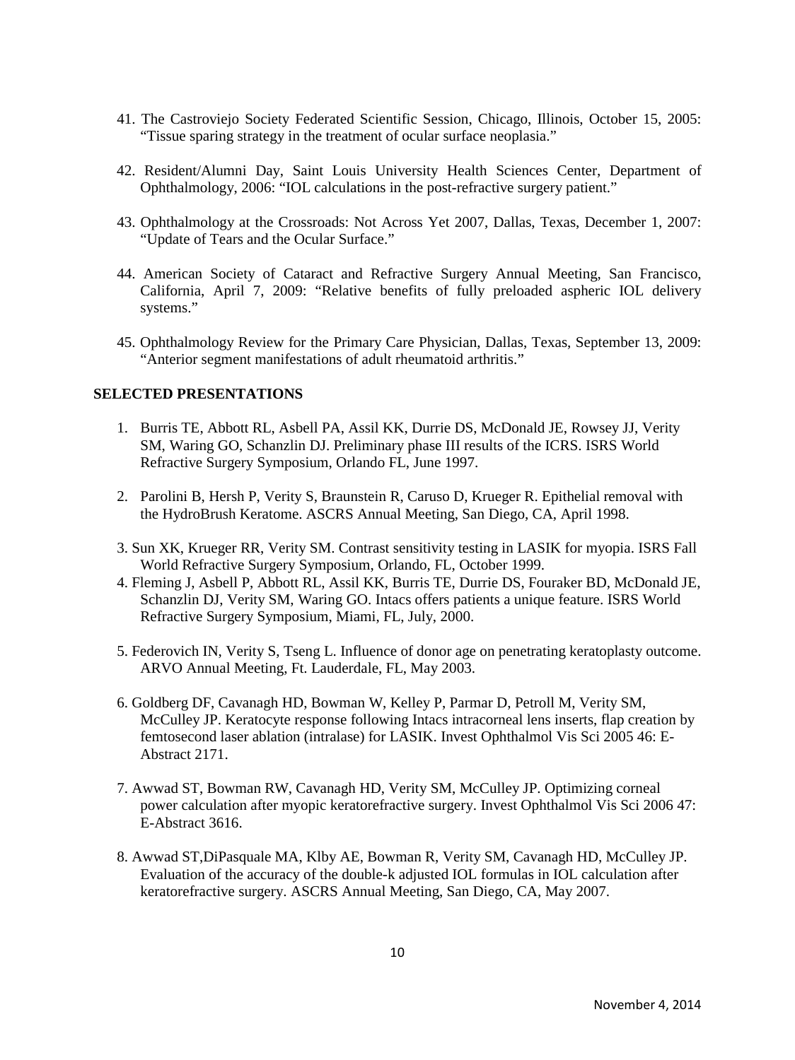41. The Castroviejo Society Federated Scientific Session, Chicago, Illinois, October 15, 2005: "Tissue sparing strategy in the treatment of ocular surface neoplasia."

42. Resident/Alumni Day, Saint Louis University Health Sciences Center, Department of Ophthalmology, 2006: "IOL calculations in the post-refractive surgery patient."

43. Ophthalmology at the Crossroads: Not Across Yet 2007, Dallas, Texas, December 1, 2007: "Update of Tears and the Ocular Surface."

44. American Society of Cataract and Refractive Surgery Annual Meeting, San Francisco, California, April 7, 2009: "Relative benefits of fully preloaded aspheric IOL delivery systems."

45. Ophthalmology Review for the Primary Care Physician, Dallas, Texas, September 13, 2009: "Anterior segment manifestations of adult rheumatoid arthritis."

**SELECTED PRESENTATIONS**

1. Burris TE, Abbott RL, Asbell PA, Assil KK, Durrie DS, McDonald JE, Rowsey JJ, Verity SM, Waring GO, Schanzlin DJ. Preliminary phase III results of the ICRS. ISRS World Refractive Surgery Symposium, Orlando FL, June 1997.

2. Parolini B, Hersh P, Verity S, Braunstein R, Caruso D, Krueger R. Epithelial removal with the HydroBrush Keratome. ASCRS Annual Meeting, San Diego, CA, April 1998.

3. Sun XK, Krueger RR, Verity SM. Contrast sensitivity testing in LASIK for myopia. ISRS Fall World Refractive Surgery Symposium, Orlando, FL, October 1999.

4. Fleming J, Asbell P, Abbott RL, Assil KK, Burris TE, Durrie DS, Fouraker BD, McDonald JE, Schanzlin DJ, Verity SM, Waring GO. Intacs offers patients a unique feature. ISRS World Refractive Surgery Symposium, Miami, FL, July, 2000.

5. Federovich IN, Verity S, Tseng L. Influence of donor age on penetrating keratoplasty outcome. ARVO Annual Meeting, Ft. Lauderdale, FL, May 2003.

6. Goldberg DF, Cavanagh HD, Bowman W, Kelley P, Parmar D, Petroll M, Verity SM, McCulley JP. Keratocyte response following Intacs intracorneal lens inserts, flap creation by femtosecond laser ablation (intralase) for LASIK. Invest Ophthalmol Vis Sci 2005 46: E-Abstract 2171.

7. Awwad ST, Bowman RW, Cavanagh HD, Verity SM, McCulley JP. Optimizing corneal power calculation after myopic keratorefractive surgery. Invest Ophthalmol Vis Sci 2006 47: E-Abstract 3616.

8. Awwad ST,DiPasquale MA, Klby AE, Bowman R, Verity SM, Cavanagh HD, McCulley JP. Evaluation of the accuracy of the double-k adjusted IOL formulas in IOL calculation after keratorefractive surgery. ASCRS Annual Meeting, San Diego, CA, May 2007.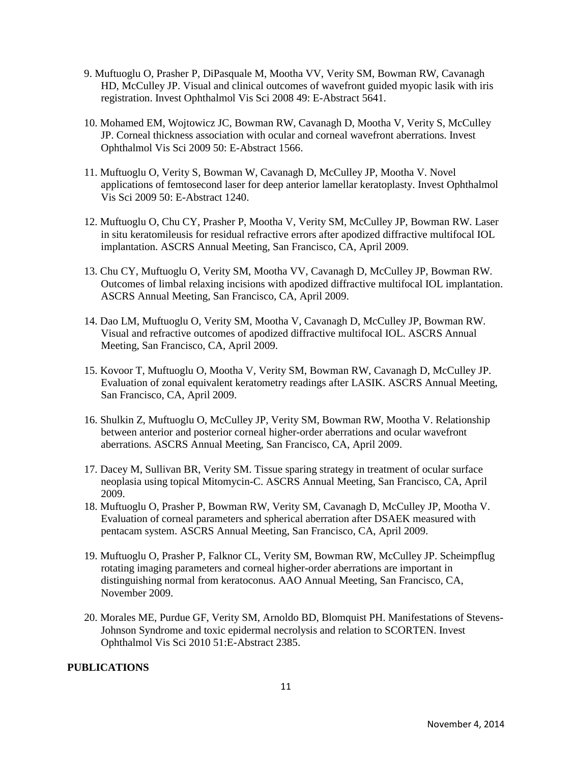9. Muftuoglu O, Prasher P, DiPasquale M, Mootha VV, Verity SM, Bowman RW, Cavanagh HD, McCulley JP. Visual and clinical outcomes of wavefront guided myopic lasik with iris registration. Invest Ophthalmol Vis Sci 2008 49: E-Abstract 5641.

10. Mohamed EM, Wojtowicz JC, Bowman RW, Cavanagh D, Mootha V, Verity S, McCulley JP. Corneal thickness association with ocular and corneal wavefront aberrations. Invest Ophthalmol Vis Sci 2009 50: E-Abstract 1566.

11. Muftuoglu O, Verity S, Bowman W, Cavanagh D, McCulley JP, Mootha V. Novel applications of femtosecond laser for deep anterior lamellar keratoplasty. Invest Ophthalmol Vis Sci 2009 50: E-Abstract 1240.

12. Muftuoglu O, Chu CY, Prasher P, Mootha V, Verity SM, McCulley JP, Bowman RW. Laser in situ keratomileusis for residual refractive errors after apodized diffractive multifocal IOL implantation. ASCRS Annual Meeting, San Francisco, CA, April 2009.

13. Chu CY, Muftuoglu O, Verity SM, Mootha VV, Cavanagh D, McCulley JP, Bowman RW. Outcomes of limbal relaxing incisions with apodized diffractive multifocal IOL implantation. ASCRS Annual Meeting, San Francisco, CA, April 2009.

14. Dao LM, Muftuoglu O, Verity SM, Mootha V, Cavanagh D, McCulley JP, Bowman RW. Visual and refractive outcomes of apodized diffractive multifocal IOL. ASCRS Annual Meeting, San Francisco, CA, April 2009.

15. Kovoor T, Muftuoglu O, Mootha V, Verity SM, Bowman RW, Cavanagh D, McCulley JP. Evaluation of zonal equivalent keratometry readings after LASIK. ASCRS Annual Meeting, San Francisco, CA, April 2009.

16. Shulkin Z, Muftuoglu O, McCulley JP, Verity SM, Bowman RW, Mootha V. Relationship between anterior and posterior corneal higher-order aberrations and ocular wavefront aberrations. ASCRS Annual Meeting, San Francisco, CA, April 2009.

17. Dacey M, Sullivan BR, Verity SM. Tissue sparing strategy in treatment of ocular surface neoplasia using topical Mitomycin-C. ASCRS Annual Meeting, San Francisco, CA, April 2009.

18. Muftuoglu O, Prasher P, Bowman RW, Verity SM, Cavanagh D, McCulley JP, Mootha V. Evaluation of corneal parameters and spherical aberration after DSAEK measured with pentacam system. ASCRS Annual Meeting, San Francisco, CA, April 2009.

19. Muftuoglu O, Prasher P, Falknor CL, Verity SM, Bowman RW, McCulley JP. Scheimpflug rotating imaging parameters and corneal higher-order aberrations are important in distinguishing normal from keratoconus. AAO Annual Meeting, San Francisco, CA, November 2009.

20. Morales ME, Purdue GF, Verity SM, Arnoldo BD, Blomquist PH. Manifestations of Stevens-Johnson Syndrome and toxic epidermal necrolysis and relation to SCORTEN. Invest Ophthalmol Vis Sci 2010 51:E-Abstract 2385.

**PUBLICATIONS**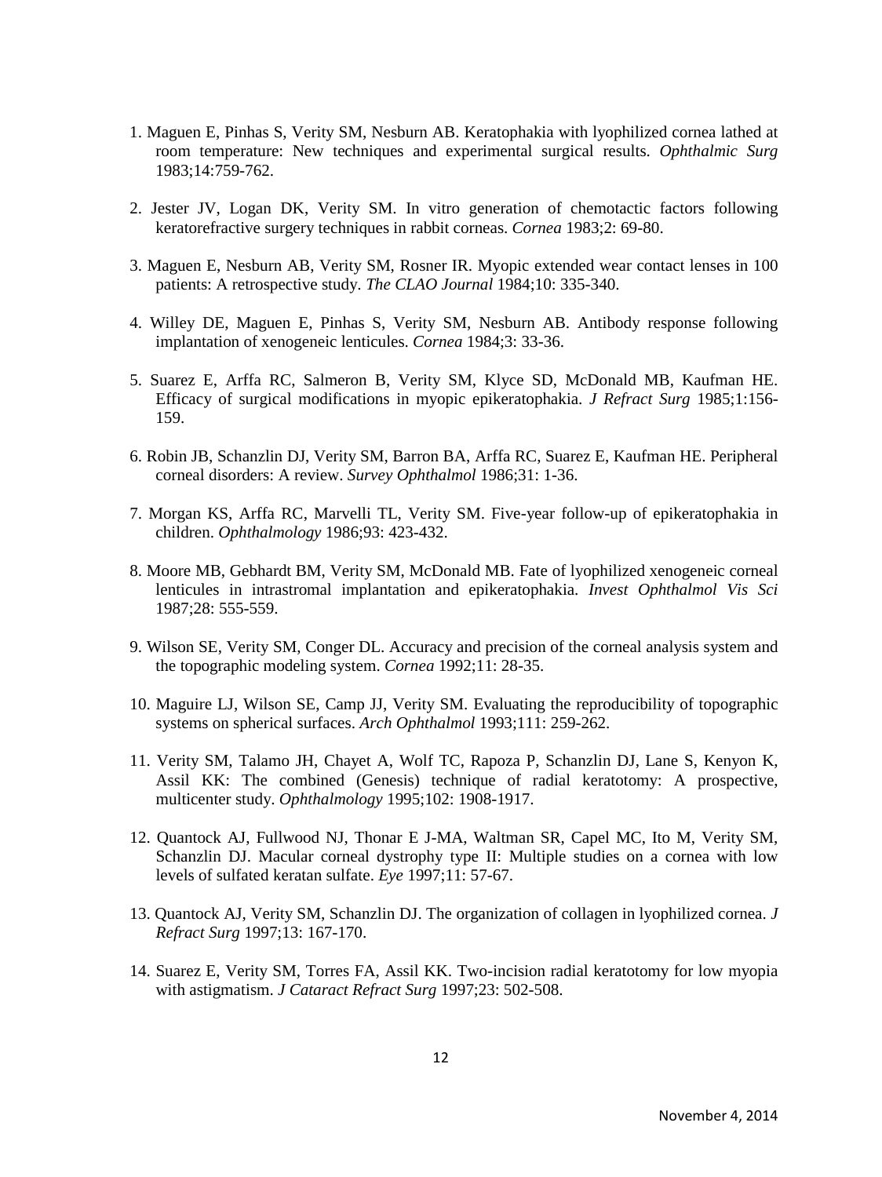1. Maguen E, Pinhas S, Verity SM, Nesburn AB. Keratophakia with lyophilized cornea lathed at room temperature: New techniques and experimental surgical results. *Ophthalmic Surg* 1983;14:759-762.

2. Jester JV, Logan DK, Verity SM. In vitro generation of chemotactic factors following keratorefractive surgery techniques in rabbit corneas. *Cornea* 1983;2: 69-80.

3. Maguen E, Nesburn AB, Verity SM, Rosner IR. Myopic extended wear contact lenses in 100 patients: A retrospective study. *The CLAO Journal* 1984;10: 335-340.

4. Willey DE, Maguen E, Pinhas S, Verity SM, Nesburn AB. Antibody response following implantation of xenogeneic lenticules. *Cornea* 1984;3: 33-36.

5. Suarez E, Arffa RC, Salmeron B, Verity SM, Klyce SD, McDonald MB, Kaufman HE. Efficacy of surgical modifications in myopic epikeratophakia. *J Refract Surg* 1985;1:156-159.

6. Robin JB, Schanzlin DJ, Verity SM, Barron BA, Arffa RC, Suarez E, Kaufman HE. Peripheral corneal disorders: A review. *Survey Ophthalmol* 1986;31: 1-36.

7. Morgan KS, Arffa RC, Marvelli TL, Verity SM. Five-year follow-up of epikeratophakia in children. *Ophthalmology* 1986;93: 423-432.

8. Moore MB, Gebhardt BM, Verity SM, McDonald MB. Fate of lyophilized xenogeneic corneal lenticules in intrastromal implantation and epikeratophakia. *Invest Ophthalmol Vis Sci* 1987;28: 555-559.

9. Wilson SE, Verity SM, Conger DL. Accuracy and precision of the corneal analysis system and the topographic modeling system. *Cornea* 1992;11: 28-35.

10. Maguire LJ, Wilson SE, Camp JJ, Verity SM. Evaluating the reproducibility of topographic systems on spherical surfaces. *Arch Ophthalmol* 1993;111: 259-262.

11. Verity SM, Talamo JH, Chayet A, Wolf TC, Rapoza P, Schanzlin DJ, Lane S, Kenyon K, Assil KK: The combined (Genesis) technique of radial keratotomy: A prospective, multicenter study. *Ophthalmology* 1995;102: 1908-1917.

12. Quantock AJ, Fullwood NJ, Thonar E J-MA, Waltman SR, Capel MC, Ito M, Verity SM, Schanzlin DJ. Macular corneal dystrophy type II: Multiple studies on a cornea with low levels of sulfated keratan sulfate. *Eye* 1997;11: 57-67.

13. Quantock AJ, Verity SM, Schanzlin DJ. The organization of collagen in lyophilized cornea. *J Refract Surg* 1997;13: 167-170.

14. Suarez E, Verity SM, Torres FA, Assil KK. Two-incision radial keratotomy for low myopia with astigmatism. *J Cataract Refract Surg* 1997;23: 502-508.

November 4, 2014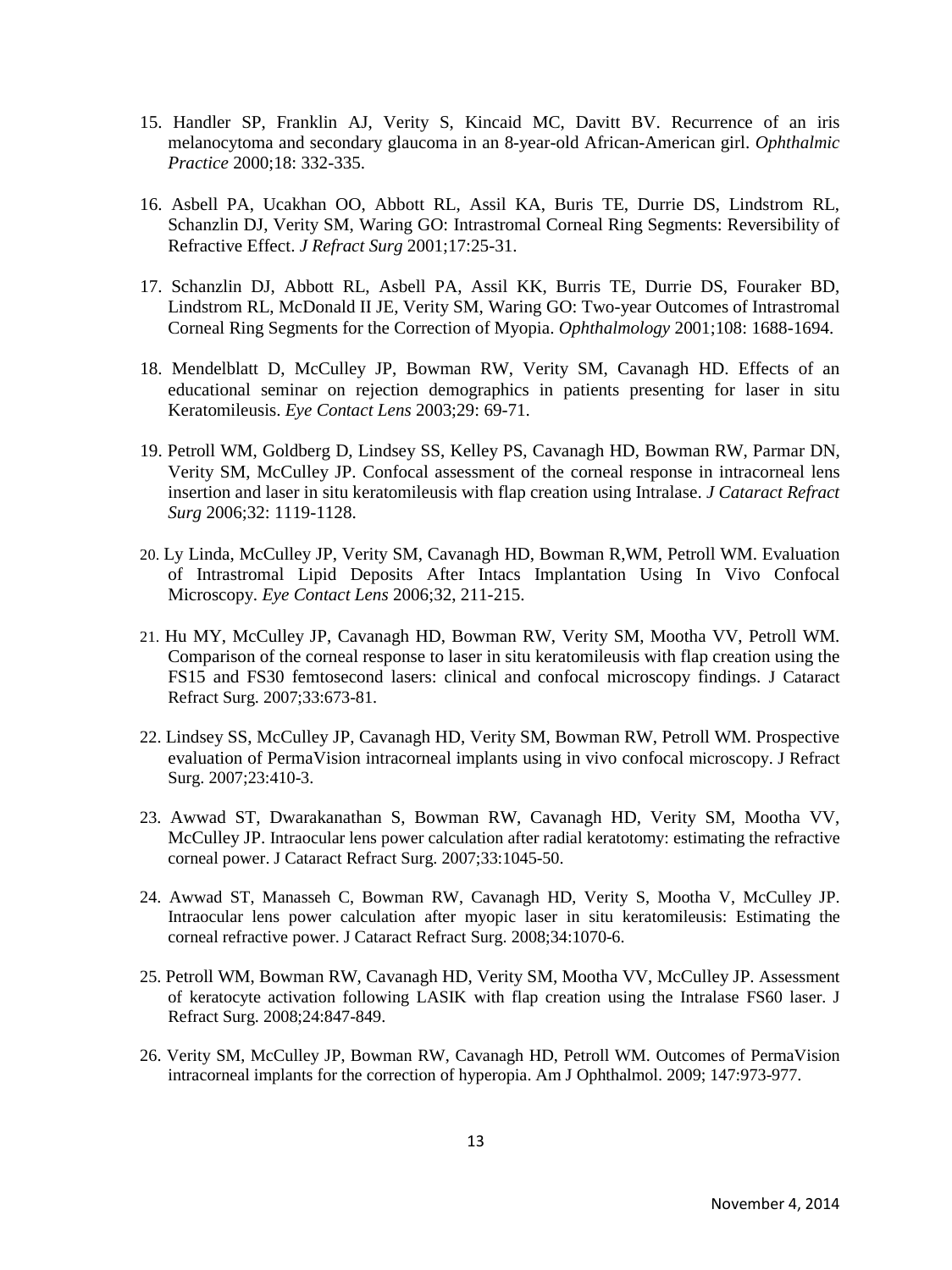15. Handler SP, Franklin AJ, Verity S, Kincaid MC, Davitt BV. Recurrence of an iris melanocytoma and secondary glaucoma in an 8-year-old African-American girl. *Ophthalmic Practice* 2000;18: 332-335.

16. Asbell PA, Ucakhan OO, Abbott RL, Assil KA, Buris TE, Durrie DS, Lindstrom RL, Schanzlin DJ, Verity SM, Waring GO: Intrastromal Corneal Ring Segments: Reversibility of Refractive Effect. *J Refract Surg* 2001;17:25-31.

17. Schanzlin DJ, Abbott RL, Asbell PA, Assil KK, Burris TE, Durrie DS, Fouraker BD, Lindstrom RL, McDonald II JE, Verity SM, Waring GO: Two-year Outcomes of Intrastromal Corneal Ring Segments for the Correction of Myopia. *Ophthalmology* 2001;108: 1688-1694.

18. Mendelblatt D, McCulley JP, Bowman RW, Verity SM, Cavanagh HD. Effects of an educational seminar on rejection demographics in patients presenting for laser in situ Keratomileusis. *Eye Contact Lens* 2003;29: 69-71.

19. Petroll WM, Goldberg D, Lindsey SS, Kelley PS, Cavanagh HD, Bowman RW, Parmar DN, Verity SM, McCulley JP. Confocal assessment of the corneal response in intracorneal lens insertion and laser in situ keratomileusis with flap creation using Intralase. *J Cataract Refract Surg* 2006;32: 1119-1128.

20. Ly Linda, McCulley JP, Verity SM, Cavanagh HD, Bowman R,WM, Petroll WM. Evaluation of Intrastromal Lipid Deposits After Intacs Implantation Using In Vivo Confocal Microscopy. *Eye Contact Lens* 2006;32, 211-215.

21. Hu MY, McCulley JP, Cavanagh HD, Bowman RW, Verity SM, Mootha VV, Petroll WM. Comparison of the corneal response to laser in situ keratomileusis with flap creation using the FS15 and FS30 femtosecond lasers: clinical and confocal microscopy findings. J Cataract Refract Surg. 2007;33:673-81.

22. Lindsey SS, McCulley JP, Cavanagh HD, Verity SM, Bowman RW, Petroll WM. Prospective evaluation of PermaVision intracorneal implants using in vivo confocal microscopy. J Refract Surg. 2007;23:410-3.

23. Awwad ST, Dwarakanathan S, Bowman RW, Cavanagh HD, Verity SM, Mootha VV, McCulley JP. Intraocular lens power calculation after radial keratotomy: estimating the refractive corneal power. J Cataract Refract Surg. 2007;33:1045-50.

24. Awwad ST, Manasseh C, Bowman RW, Cavanagh HD, Verity S, Mootha V, McCulley JP. Intraocular lens power calculation after myopic laser in situ keratomileusis: Estimating the corneal refractive power. J Cataract Refract Surg. 2008;34:1070-6.

25. Petroll WM, Bowman RW, Cavanagh HD, Verity SM, Mootha VV, McCulley JP. Assessment of keratocyte activation following LASIK with flap creation using the Intralase FS60 laser. J Refract Surg. 2008;24:847-849.

26. Verity SM, McCulley JP, Bowman RW, Cavanagh HD, Petroll WM. Outcomes of PermaVision intracorneal implants for the correction of hyperopia. Am J Ophthalmol. 2009; 147:973-977.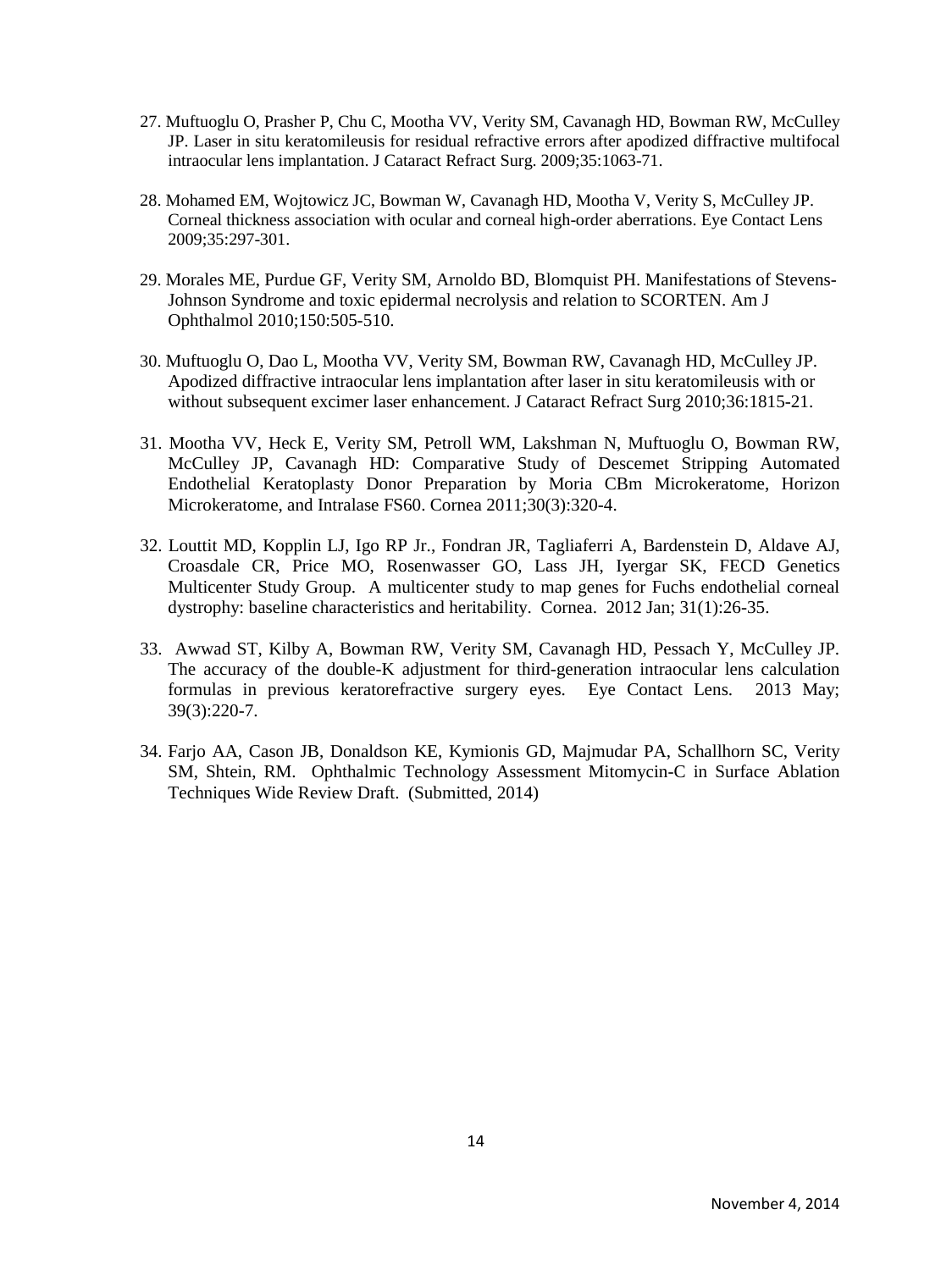27. Muftuoglu O, Prasher P, Chu C, Mootha VV, Verity SM, Cavanagh HD, Bowman RW, McCulley JP. Laser in situ keratomileusis for residual refractive errors after apodized diffractive multifocal intraocular lens implantation. J Cataract Refract Surg. 2009;35:1063-71.

28. Mohamed EM, Wojtowicz JC, Bowman W, Cavanagh HD, Mootha V, Verity S, McCulley JP. Corneal thickness association with ocular and corneal high-order aberrations. Eye Contact Lens 2009;35:297-301.

29. Morales ME, Purdue GF, Verity SM, Arnoldo BD, Blomquist PH. Manifestations of Stevens-Johnson Syndrome and toxic epidermal necrolysis and relation to SCORTEN. Am J Ophthalmol 2010;150:505-510.

30. Muftuoglu O, Dao L, Mootha VV, Verity SM, Bowman RW, Cavanagh HD, McCulley JP. Apodized diffractive intraocular lens implantation after laser in situ keratomileusis with or without subsequent excimer laser enhancement. J Cataract Refract Surg 2010;36:1815-21.

31. Mootha VV, Heck E, Verity SM, Petroll WM, Lakshman N, Muftuoglu O, Bowman RW, McCulley JP, Cavanagh HD: Comparative Study of Descemet Stripping Automated Endothelial Keratoplasty Donor Preparation by Moria CBm Microkeratome, Horizon Microkeratome, and Intralase FS60. Cornea 2011;30(3):320-4.

32. Louttit MD, Kopplin LJ, Igo RP Jr., Fondran JR, Tagliaferri A, Bardenstein D, Aldave AJ, Croasdale CR, Price MO, Rosenwasser GO, Lass JH, Iyergar SK, FECD Genetics Multicenter Study Group. A multicenter study to map genes for Fuchs endothelial corneal dystrophy: baseline characteristics and heritability. Cornea. 2012 Jan; 31(1):26-35.

33. Awwad ST, Kilby A, Bowman RW, Verity SM, Cavanagh HD, Pessach Y, McCulley JP. The accuracy of the double-K adjustment for third-generation intraocular lens calculation formulas in previous keratorefractive surgery eyes. Eye Contact Lens. 2013 May; 39(3):220-7.

34. Farjo AA, Cason JB, Donaldson KE, Kymionis GD, Majmudar PA, Schallhorn SC, Verity SM, Shtein, RM. Ophthalmic Technology Assessment Mitomycin-C in Surface Ablation Techniques Wide Review Draft. (Submitted, 2014)